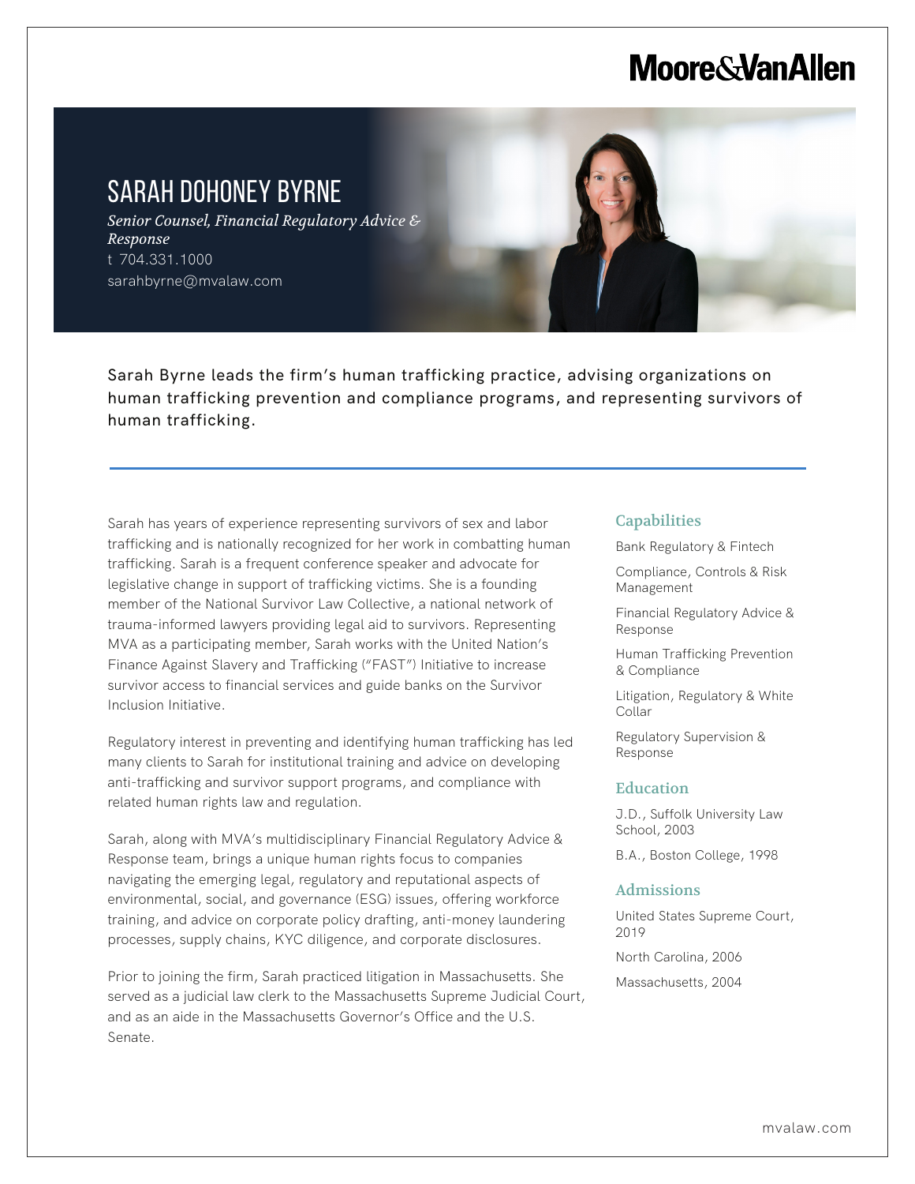Moore&VanAllen

# SARAH DOHONEY BYRNE

*Senior Counsel, Financial Regulatory Advice & Response*

t 704.331.1000

sarahbyrne@mvalaw.com

Sarah Byrne leads the firm's human trafficking practice, advising organizations on human trafficking prevention and compliance programs, and representing survivors of human trafficking.

Sarah has years of experience representing survivors of sex and labor trafficking and is nationally recognized for her work in combatting human trafficking. Sarah is a frequent conference speaker and advocate for legislative change in support of trafficking victims. She is a founding member of the National Survivor Law Collective, a national network of trauma-informed lawyers providing legal aid to survivors. Representing MVA as a participating member, Sarah works with the United Nation's Finance Against Slavery and Trafficking ("FAST") Initiative to increase survivor access to financial services and guide banks on the Survivor Inclusion Initiative.

Regulatory interest in preventing and identifying human trafficking has led many clients to Sarah for institutional training and advice on developing anti-trafficking and survivor support programs, and compliance with related human rights law and regulation.

Sarah, along with MVA's multidisciplinary Financial Regulatory Advice & Response team, brings a unique human rights focus to companies navigating the emerging legal, regulatory and reputational aspects of environmental, social, and governance (ESG) issues, offering workforce training, and advice on corporate policy drafting, anti-money laundering processes, supply chains, KYC diligence, and corporate disclosures.

Prior to joining the firm, Sarah practiced litigation in Massachusetts. She served as a judicial law clerk to the Massachusetts Supreme Judicial Court, and as an aide in the Massachusetts Governor's Office and the U.S. Senate.

## Capabilities

Bank Regulatory & Fintech

Compliance, Controls & Risk Management

Financial Regulatory Advice & Response

Human Trafficking Prevention & Compliance

Litigation, Regulatory & White Collar

Regulatory Supervision & Response

## Education

J.D., Suffolk University Law School, 2003

B.A., Boston College, 1998

## Admissions

United States Supreme Court, 2019

North Carolina, 2006

Massachusetts, 2004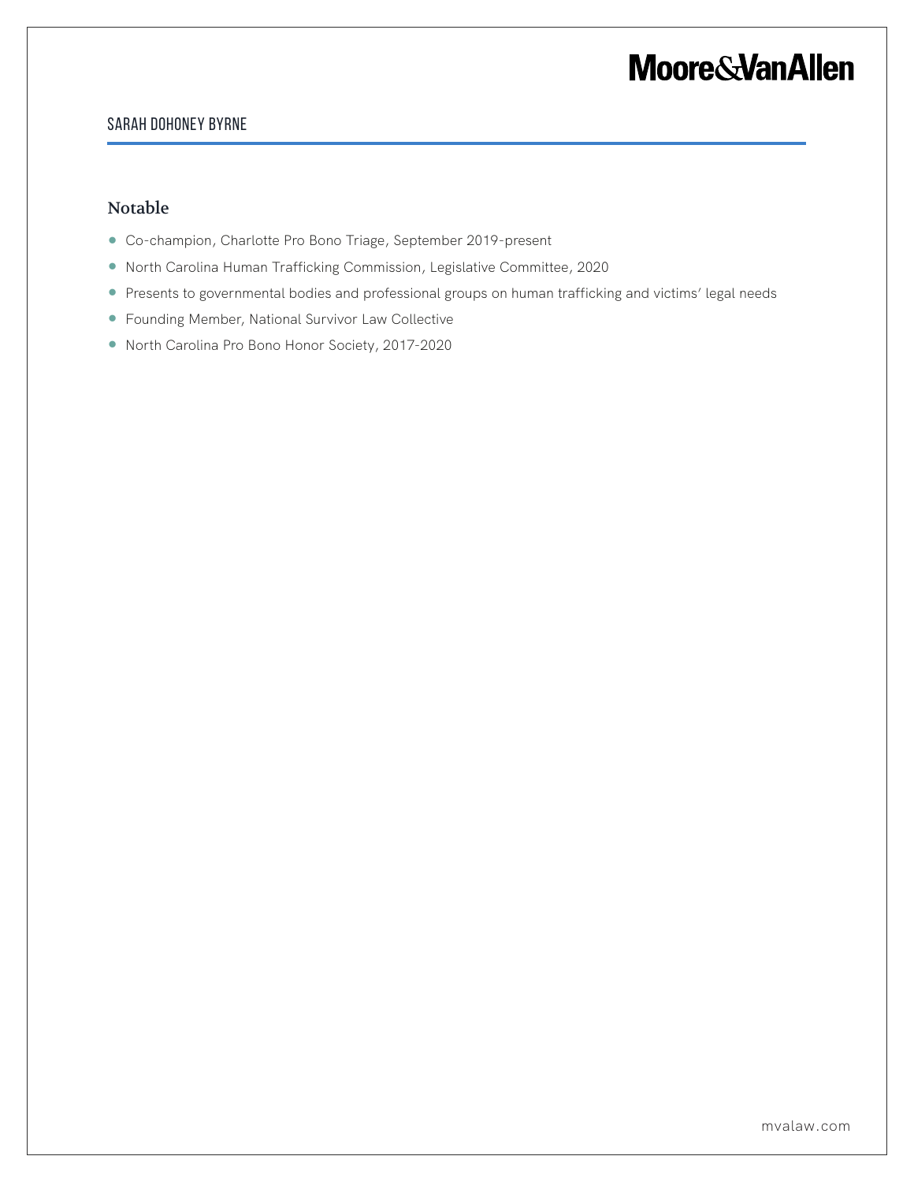## Notable

- Co-champion, Charlotte Pro Bono Triage, September 2019-present
- North Carolina Human Trafficking Commission, Legislative Committee, 2020
- Presents to governmental bodies and professional groups on human trafficking and victims' legal needs
- Founding Member, National Survivor Law Collective
- North Carolina Pro Bono Honor Society, 2017-2020